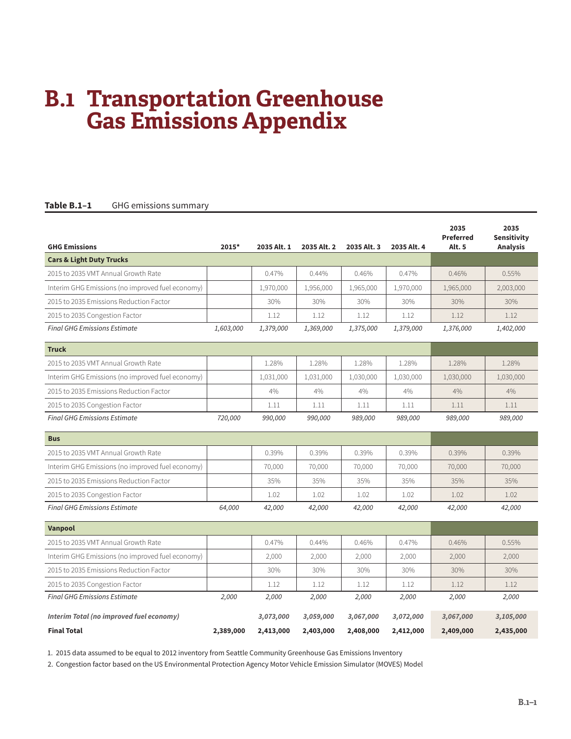# B.1 Transportation Greenhouse Gas Emissions Appendix

**Table B.1–1** GHG emissions summary

| GHG Emissions | 2015* | 2035 Alt. 1 | 2035 Alt. 2 | 2035 Alt. 3 | 2035 Alt. 4 | 2035 Preferred Alt. 5 | 2035 Sensitivity Analysis |
|---|---|---|---|---|---|---|---|
| **Cars & Light Duty Trucks** | | | | | | | |
| 2015 to 2035 VMT Annual Growth Rate | | 0.47% | 0.44% | 0.46% | 0.47% | 0.46% | 0.55% |
| Interim GHG Emissions (no improved fuel economy) | | 1,970,000 | 1,956,000 | 1,965,000 | 1,970,000 | 1,965,000 | 2,003,000 |
| 2015 to 2035 Emissions Reduction Factor | | 30% | 30% | 30% | 30% | 30% | 30% |
| 2015 to 2035 Congestion Factor | | 1.12 | 1.12 | 1.12 | 1.12 | 1.12 | 1.12 |
| *Final GHG Emissions Estimate* | *1,603,000* | *1,379,000* | *1,369,000* | *1,375,000* | *1,379,000* | *1,376,000* | *1,402,000* |
| **Truck** | | | | | | | |
| 2015 to 2035 VMT Annual Growth Rate | | 1.28% | 1.28% | 1.28% | 1.28% | 1.28% | 1.28% |
| Interim GHG Emissions (no improved fuel economy) | | 1,031,000 | 1,031,000 | 1,030,000 | 1,030,000 | 1,030,000 | 1,030,000 |
| 2015 to 2035 Emissions Reduction Factor | | 4% | 4% | 4% | 4% | 4% | 4% |
| 2015 to 2035 Congestion Factor | | 1.11 | 1.11 | 1.11 | 1.11 | 1.11 | 1.11 |
| *Final GHG Emissions Estimate* | *720,000* | *990,000* | *990,000* | *989,000* | *989,000* | *989,000* | *989,000* |
| **Bus** | | | | | | | |
| 2015 to 2035 VMT Annual Growth Rate | | 0.39% | 0.39% | 0.39% | 0.39% | 0.39% | 0.39% |
| Interim GHG Emissions (no improved fuel economy) | | 70,000 | 70,000 | 70,000 | 70,000 | 70,000 | 70,000 |
| 2015 to 2035 Emissions Reduction Factor | | 35% | 35% | 35% | 35% | 35% | 35% |
| 2015 to 2035 Congestion Factor | | 1.02 | 1.02 | 1.02 | 1.02 | 1.02 | 1.02 |
| *Final GHG Emissions Estimate* | *64,000* | *42,000* | *42,000* | *42,000* | *42,000* | *42,000* | *42,000* |
| **Vanpool** | | | | | | | |
| 2015 to 2035 VMT Annual Growth Rate | | 0.47% | 0.44% | 0.46% | 0.47% | 0.46% | 0.55% |
| Interim GHG Emissions (no improved fuel economy) | | 2,000 | 2,000 | 2,000 | 2,000 | 2,000 | 2,000 |
| 2015 to 2035 Emissions Reduction Factor | | 30% | 30% | 30% | 30% | 30% | 30% |
| 2015 to 2035 Congestion Factor | | 1.12 | 1.12 | 1.12 | 1.12 | 1.12 | 1.12 |
| *Final GHG Emissions Estimate* | *2,000* | *2,000* | *2,000* | *2,000* | *2,000* | *2,000* | *2,000* |
| ***Interim Total (no improved fuel economy)*** | | ***3,073,000*** | ***3,059,000*** | ***3,067,000*** | ***3,072,000*** | ***3,067,000*** | ***3,105,000*** |
| **Final Total** | **2,389,000** | **2,413,000** | **2,403,000** | **2,408,000** | **2,412,000** | **2,409,000** | **2,435,000** |

1. 2015 data assumed to be equal to 2012 inventory from Seattle Community Greenhouse Gas Emissions Inventory
2. Congestion factor based on the US Environmental Protection Agency Motor Vehicle Emission Simulator (MOVES) Model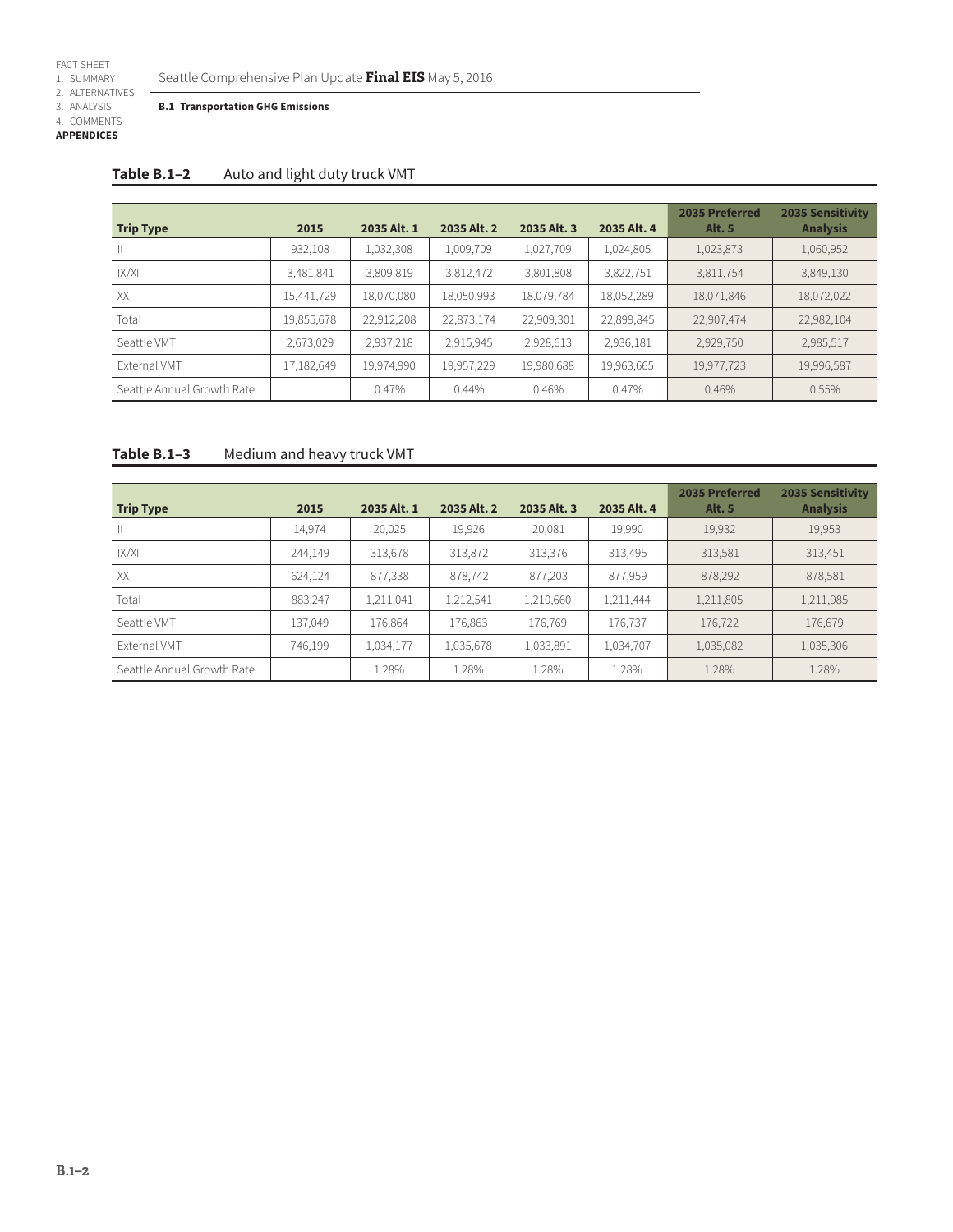**Table B.1–2** Auto and light duty truck VMT

| Trip Type | 2015 | 2035 Alt. 1 | 2035 Alt. 2 | 2035 Alt. 3 | 2035 Alt. 4 | 2035 Preferred Alt. 5 | 2035 Sensitivity Analysis |
|---|---|---|---|---|---|---|---|
| II | 932,108 | 1,032,308 | 1,009,709 | 1,027,709 | 1,024,805 | 1,023,873 | 1,060,952 |
| IX/XI | 3,481,841 | 3,809,819 | 3,812,472 | 3,801,808 | 3,822,751 | 3,811,754 | 3,849,130 |
| XX | 15,441,729 | 18,070,080 | 18,050,993 | 18,079,784 | 18,052,289 | 18,071,846 | 18,072,022 |
| Total | 19,855,678 | 22,912,208 | 22,873,174 | 22,909,301 | 22,899,845 | 22,907,474 | 22,982,104 |
| Seattle VMT | 2,673,029 | 2,937,218 | 2,915,945 | 2,928,613 | 2,936,181 | 2,929,750 | 2,985,517 |
| External VMT | 17,182,649 | 19,974,990 | 19,957,229 | 19,980,688 | 19,963,665 | 19,977,723 | 19,996,587 |
| Seattle Annual Growth Rate | | 0.47% | 0.44% | 0.46% | 0.47% | 0.46% | 0.55% |

**Table B.1–3** Medium and heavy truck VMT

| Trip Type | 2015 | 2035 Alt. 1 | 2035 Alt. 2 | 2035 Alt. 3 | 2035 Alt. 4 | 2035 Preferred Alt. 5 | 2035 Sensitivity Analysis |
|---|---|---|---|---|---|---|---|
| II | 14,974 | 20,025 | 19,926 | 20,081 | 19,990 | 19,932 | 19,953 |
| IX/XI | 244,149 | 313,678 | 313,872 | 313,376 | 313,495 | 313,581 | 313,451 |
| XX | 624,124 | 877,338 | 878,742 | 877,203 | 877,959 | 878,292 | 878,581 |
| Total | 883,247 | 1,211,041 | 1,212,541 | 1,210,660 | 1,211,444 | 1,211,805 | 1,211,985 |
| Seattle VMT | 137,049 | 176,864 | 176,863 | 176,769 | 176,737 | 176,722 | 176,679 |
| External VMT | 746,199 | 1,034,177 | 1,035,678 | 1,033,891 | 1,034,707 | 1,035,082 | 1,035,306 |
| Seattle Annual Growth Rate | | 1.28% | 1.28% | 1.28% | 1.28% | 1.28% | 1.28% |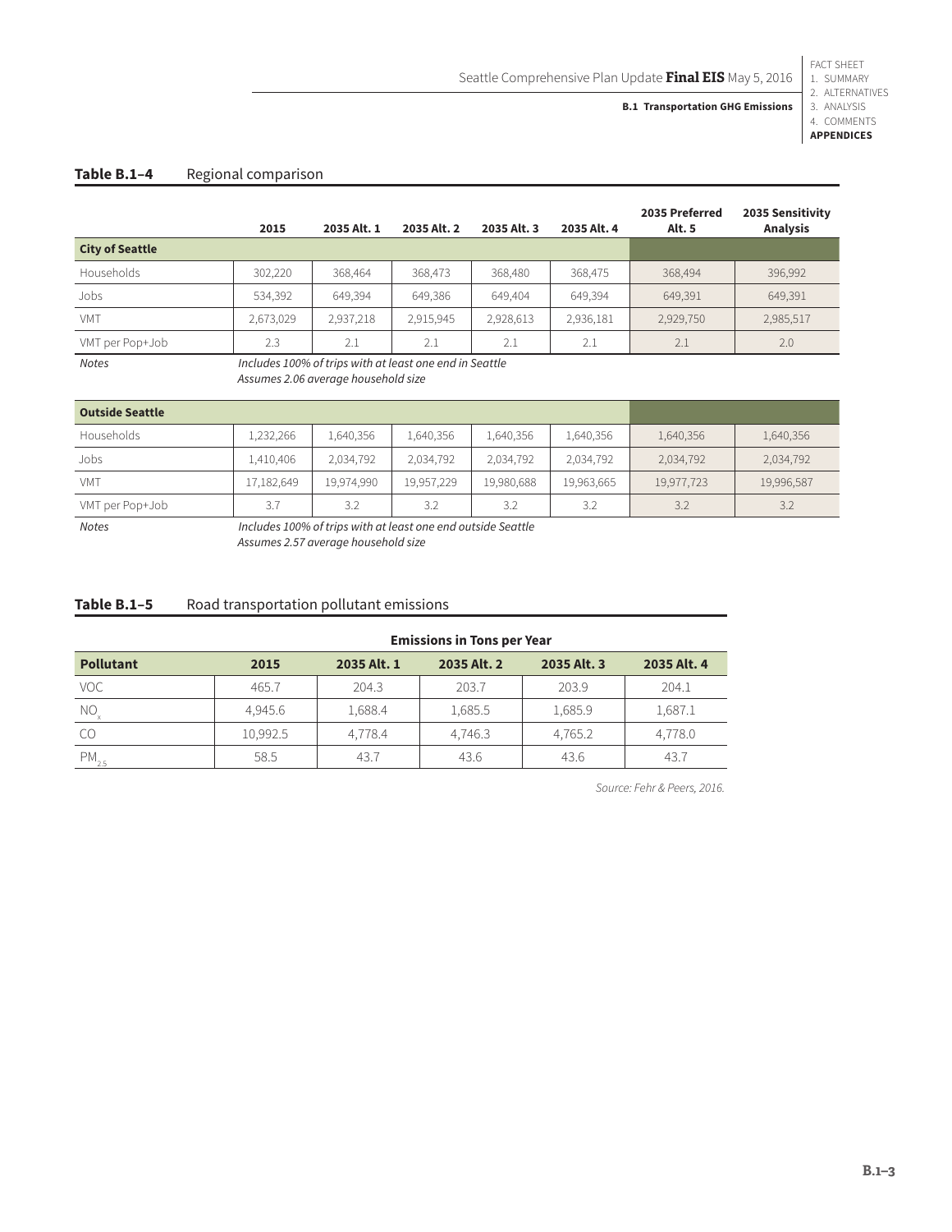**Table B.1–4** Regional comparison

| | 2015 | 2035 Alt. 1 | 2035 Alt. 2 | 2035 Alt. 3 | 2035 Alt. 4 | 2035 Preferred Alt. 5 | 2035 Sensitivity Analysis |
|---|---|---|---|---|---|---|---|
| **City of Seattle** | | | | | | | |
| Households | 302,220 | 368,464 | 368,473 | 368,480 | 368,475 | 368,494 | 396,992 |
| Jobs | 534,392 | 649,394 | 649,386 | 649,404 | 649,394 | 649,391 | 649,391 |
| VMT | 2,673,029 | 2,937,218 | 2,915,945 | 2,928,613 | 2,936,181 | 2,929,750 | 2,985,517 |
| VMT per Pop+Job | 2.3 | 2.1 | 2.1 | 2.1 | 2.1 | 2.1 | 2.0 |
| *Notes* | *Includes 100% of trips with at least one end in Seattle. Assumes 2.06 average household size* | | | | | | |
| **Outside Seattle** | | | | | | | |
| Households | 1,232,266 | 1,640,356 | 1,640,356 | 1,640,356 | 1,640,356 | 1,640,356 | 1,640,356 |
| Jobs | 1,410,406 | 2,034,792 | 2,034,792 | 2,034,792 | 2,034,792 | 2,034,792 | 2,034,792 |
| VMT | 17,182,649 | 19,974,990 | 19,957,229 | 19,980,688 | 19,963,665 | 19,977,723 | 19,996,587 |
| VMT per Pop+Job | 3.7 | 3.2 | 3.2 | 3.2 | 3.2 | 3.2 | 3.2 |
| *Notes* | *Includes 100% of trips with at least one end outside Seattle. Assumes 2.57 average household size* | | | | | | |

**Table B.1–5** Road transportation pollutant emissions

| | Emissions in Tons per Year | | | | |
|---|---|---|---|---|---|
| **Pollutant** | **2015** | **2035 Alt. 1** | **2035 Alt. 2** | **2035 Alt. 3** | **2035 Alt. 4** |
| VOC | 465.7 | 204.3 | 203.7 | 203.9 | 204.1 |
| $NO_x$ | 4,945.6 | 1,688.4 | 1,685.5 | 1,685.9 | 1,687.1 |
| CO | 10,992.5 | 4,778.4 | 4,746.3 | 4,765.2 | 4,778.0 |
| $PM_{2.5}$ | 58.5 | 43.7 | 43.6 | 43.6 | 43.7 |

*Source: Fehr & Peers, 2016.*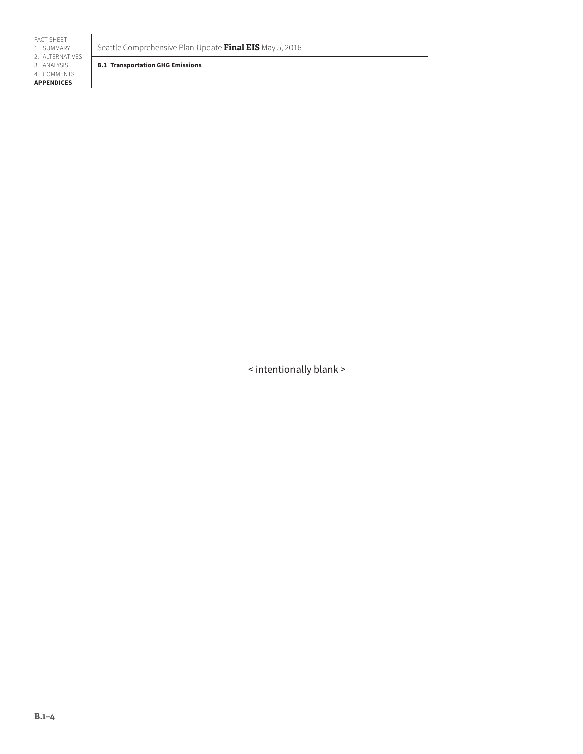< intentionally blank >